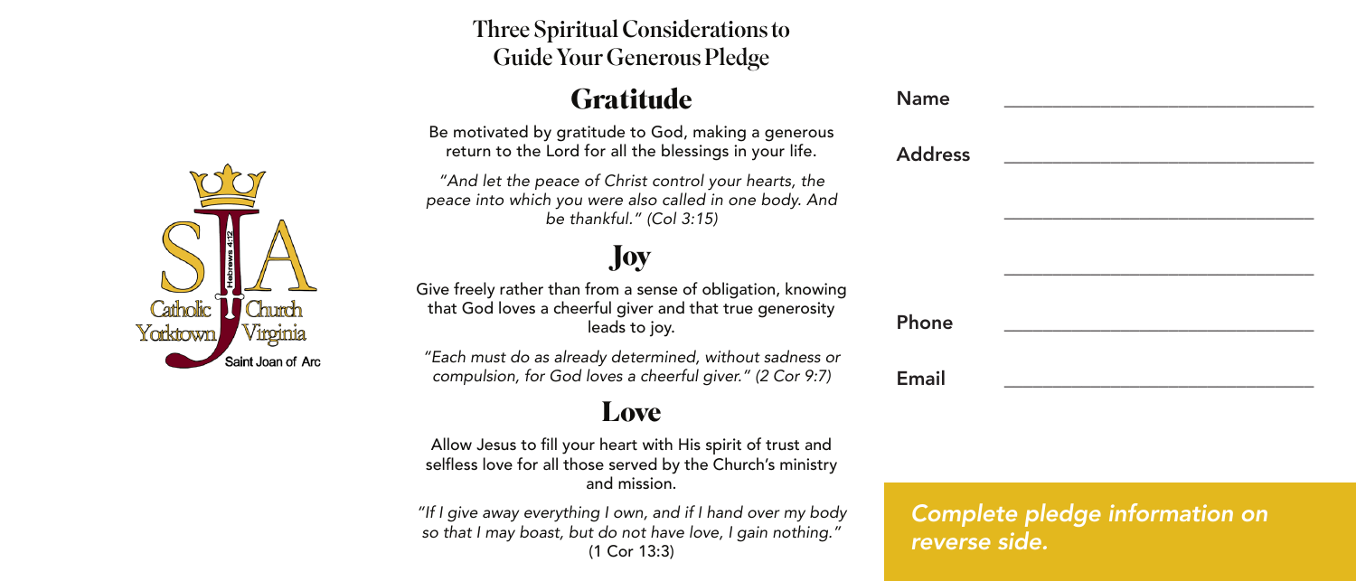Catholic Church
Yorktown Virginia
Saint Joan of Arc

## Three Spiritual Considerations to Guide Your Generous Pledge

### Gratitude

Be motivated by gratitude to God, making a generous return to the Lord for all the blessings in your life.

*"And let the peace of Christ control your hearts, the peace into which you were also called in one body. And be thankful." (Col 3:15)*

### Joy

Give freely rather than from a sense of obligation, knowing that God loves a cheerful giver and that true generosity leads to joy.

*"Each must do as already determined, without sadness or compulsion, for God loves a cheerful giver." (2 Cor 9:7)*

### Love

Allow Jesus to fill your heart with His spirit of trust and selfless love for all those served by the Church's ministry and mission.

*"If I give away everything I own, and if I hand over my body so that I may boast, but do not have love, I gain nothing."* (1 Cor 13:3)

Name ______________________________

Address ______________________________

______________________________

______________________________

Phone ______________________________

Email ______________________________

*Complete pledge information on reverse side.*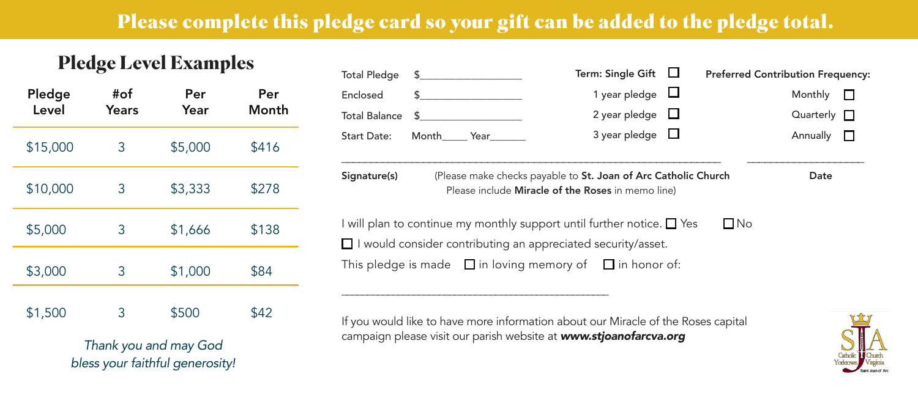# Please complete this pledge card so your gift can be added to the pledge total.

## Pledge Level Examples

| Pledge Level | #of Years | Per Year | Per Month |
|---|---|---|---|
| $15,000 | 3 | $5,000 | $416 |
| $10,000 | 3 | $3,333 | $278 |
| $5,000 | 3 | $1,666 | $138 |
| $3,000 | 3 | $1,000 | $84 |
| $1,500 | 3 | $500 | $42 |

*Thank you and may God bless your faithful generosity!*

Total Pledge $__________________

Enclosed $__________________

Total Balance $__________________

Start Date: Month_____ Year_______

**Term:** Single Gift ☐

1 year pledge ☐

2 year pledge ☐

3 year pledge ☐

**Preferred Contribution Frequency:**

Monthly ☐

Quarterly ☐

Annually ☐

______________________________________________________________ ____________________

**Signature(s)** (Please make checks payable to **St. Joan of Arc Catholic Church** Please include **Miracle of the Roses** in memo line) **Date**

I will plan to continue my monthly support until further notice. ☐ Yes ☐ No

☐ I would consider contributing an appreciated security/asset.

This pledge is made ☐ in loving memory of ☐ in honor of:

______________________________________________________

If you would like to have more information about our Miracle of the Roses capital campaign please visit our parish website at ***www.stjoanofarcva.org***

SJA Catholic Church Yorktown Virginia Saint Joan of Arc